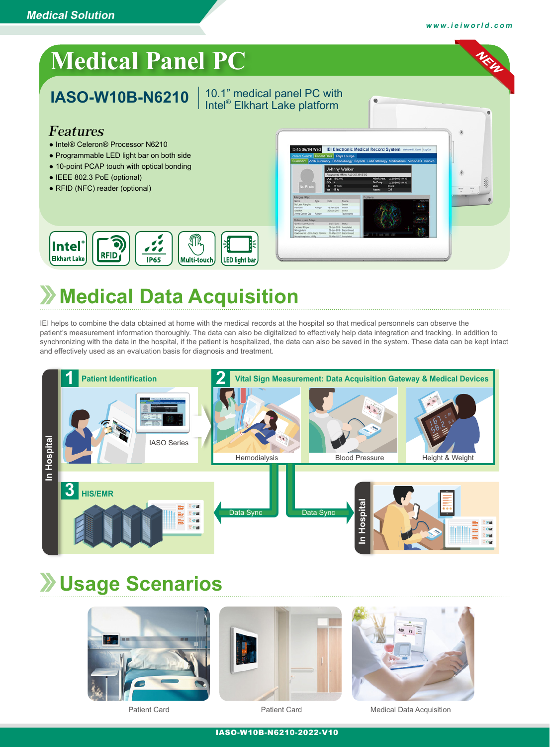Medical Solution

www.ieiworld.com

# Medical Panel PC

NEW

## IASO-W10B-N6210

10.1" medical panel PC with Intel® Elkhart Lake platform

### Features

- Intel® Celeron® Processor N6210
- Programmable LED light bar on both side
- 10-point PCAP touch with optical bonding
- IEEE 802.3 PoE (optional)
- RFID (NFC) reader (optional)

Intel® Elkhart Lake | RFID | IP65 | Multi-touch | LED light bar

## Medical Data Acquisition

IEI helps to combine the data obtained at home with the medical records at the hospital so that medical personnels can observe the patient's measurement information thoroughly. The data can also be digitalized to effectively help data integration and tracking. In addition to synchronizing with the data in the hospital, if the patient is hospitalized, the data can also be saved in the system. These data can be kept intact and effectively used as an evaluation basis for diagnosis and treatment.

In Hospital

1 Patient Identification

IASO Series

2 Vital Sign Measurement: Data Acquisition Gateway & Medical Devices

Hemodialysis | Blood Pressure | Height & Weight

3 HIS/EMR

Data Sync | Data Sync

In Hospital

## Usage Scenarios

Patient Card | Patient Card | Medical Data Acquisition

IASO-W10B-N6210-2022-V10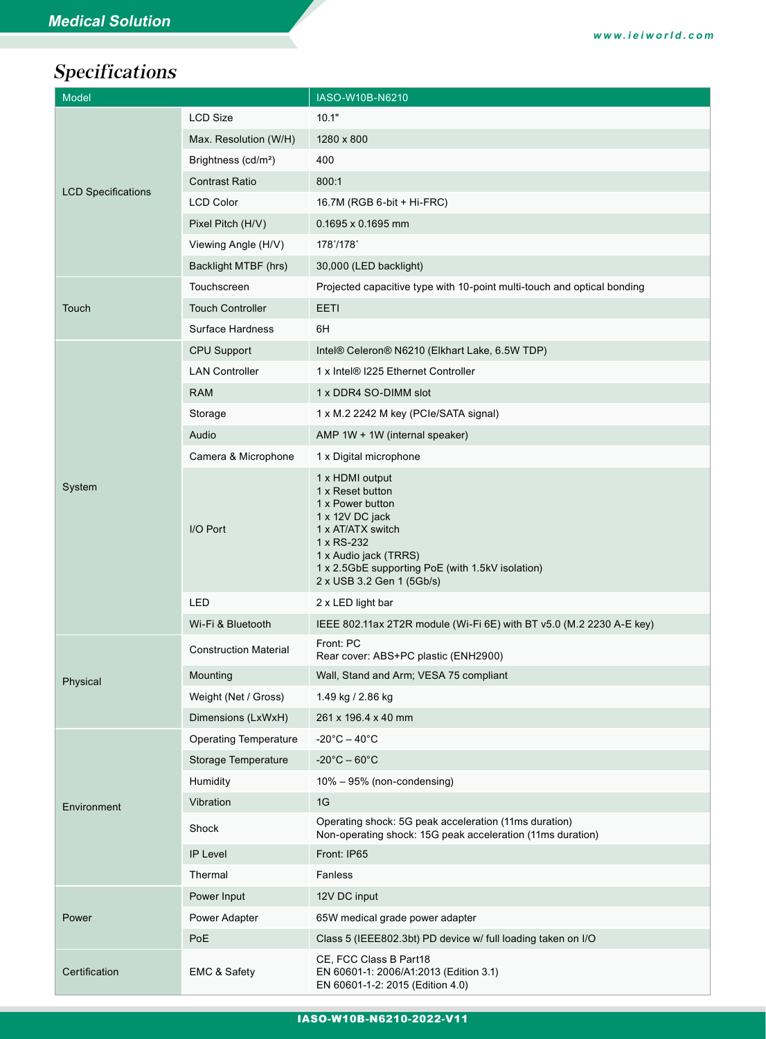# Specifications

| Model | | IASO-W10B-N6210 |
|---|---|---|
| LCD Specifications | LCD Size | 10.1" |
| | Max. Resolution (W/H) | 1280 x 800 |
| | Brightness (cd/m²) | 400 |
| | Contrast Ratio | 800:1 |
| | LCD Color | 16.7M (RGB 6-bit + Hi-FRC) |
| | Pixel Pitch (H/V) | 0.1695 x 0.1695 mm |
| | Viewing Angle (H/V) | 178˚/178˚ |
| | Backlight MTBF (hrs) | 30,000 (LED backlight) |
| Touch | Touchscreen | Projected capacitive type with 10-point multi-touch and optical bonding |
| | Touch Controller | EETI |
| | Surface Hardness | 6H |
| System | CPU Support | Intel® Celeron® N6210 (Elkhart Lake, 6.5W TDP) |
| | LAN Controller | 1 x Intel® I225 Ethernet Controller |
| | RAM | 1 x DDR4 SO-DIMM slot |
| | Storage | 1 x M.2 2242 M key (PCIe/SATA signal) |
| | Audio | AMP 1W + 1W (internal speaker) |
| | Camera & Microphone | 1 x Digital microphone |
| | I/O Port | 1 x HDMI output<br>1 x Reset button<br>1 x Power button<br>1 x 12V DC jack<br>1 x AT/ATX switch<br>1 x RS-232<br>1 x Audio jack (TRRS)<br>1 x 2.5GbE supporting PoE (with 1.5kV isolation)<br>2 x USB 3.2 Gen 1 (5Gb/s) |
| | LED | 2 x LED light bar |
| | Wi-Fi & Bluetooth | IEEE 802.11ax 2T2R module (Wi-Fi 6E) with BT v5.0 (M.2 2230 A-E key) |
| Physical | Construction Material | Front: PC<br>Rear cover: ABS+PC plastic (ENH2900) |
| | Mounting | Wall, Stand and Arm; VESA 75 compliant |
| | Weight (Net / Gross) | 1.49 kg / 2.86 kg |
| | Dimensions (LxWxH) | 261 x 196.4 x 40 mm |
| Environment | Operating Temperature | -20°C – 40°C |
| | Storage Temperature | -20°C – 60°C |
| | Humidity | 10% – 95% (non-condensing) |
| | Vibration | 1G |
| | Shock | Operating shock: 5G peak acceleration (11ms duration)<br>Non-operating shock: 15G peak acceleration (11ms duration) |
| | IP Level | Front: IP65 |
| | Thermal | Fanless |
| Power | Power Input | 12V DC input |
| | Power Adapter | 65W medical grade power adapter |
| | PoE | Class 5 (IEEE802.3bt) PD device w/ full loading taken on I/O |
| Certification | EMC & Safety | CE, FCC Class B Part18<br>EN 60601-1: 2006/A1:2013 (Edition 3.1)<br>EN 60601-1-2: 2015 (Edition 4.0) |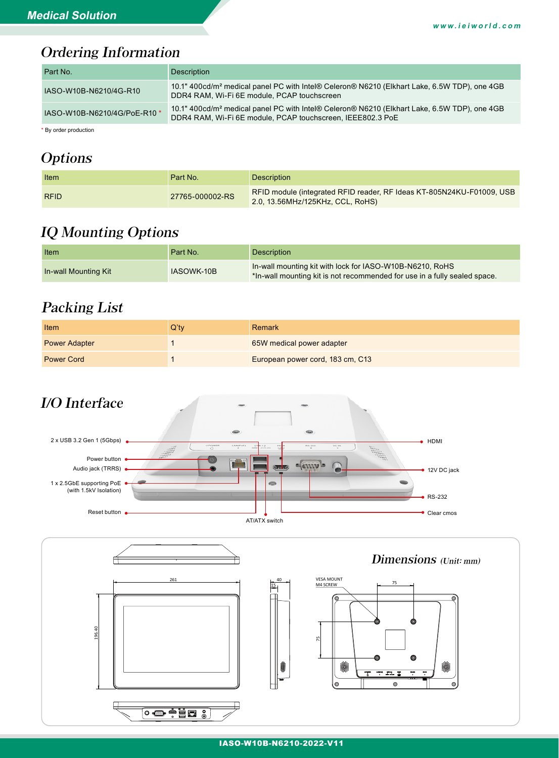## Ordering Information

| Part No. | Description |
|---|---|
| IASO-W10B-N6210/4G-R10 | 10.1" 400cd/m² medical panel PC with Intel® Celeron® N6210 (Elkhart Lake, 6.5W TDP), one 4GB DDR4 RAM, Wi-Fi 6E module, PCAP touchscreen |
| IASO-W10B-N6210/4G/PoE-R10 * | 10.1" 400cd/m² medical panel PC with Intel® Celeron® N6210 (Elkhart Lake, 6.5W TDP), one 4GB DDR4 RAM, Wi-Fi 6E module, PCAP touchscreen, IEEE802.3 PoE |

* By order production

## Options

| Item | Part No. | Description |
|---|---|---|
| RFID | 27765-000002-RS | RFID module (integrated RFID reader, RF Ideas KT-805N24KU-F01009, USB 2.0, 13.56MHz/125KHz, CCL, RoHS) |

## IQ Mounting Options

| Item | Part No. | Description |
|---|---|---|
| In-wall Mounting Kit | IASOWK-10B | In-wall mounting kit with lock for IASO-W10B-N6210, RoHS<br>*In-wall mounting kit is not recommended for use in a fully sealed space. |

## Packing List

| Item | Q'ty | Remark |
|---|---|---|
| Power Adapter | 1 | 65W medical power adapter |
| Power Cord | 1 | European power cord, 183 cm, C13 |

## I/O Interface

2 x USB 3.2 Gen 1 (5Gbps)

Power button

Audio jack (TRRS)

1 x 2.5GbE supporting PoE (with 1.5kV Isolation)

Reset button

AT/ATX switch

HDMI

12V DC jack

RS-232

Clear cmos

## Dimensions (Unit: mm)

261

196.40

40

15

VESA MOUNT M4 SCREW

75

75